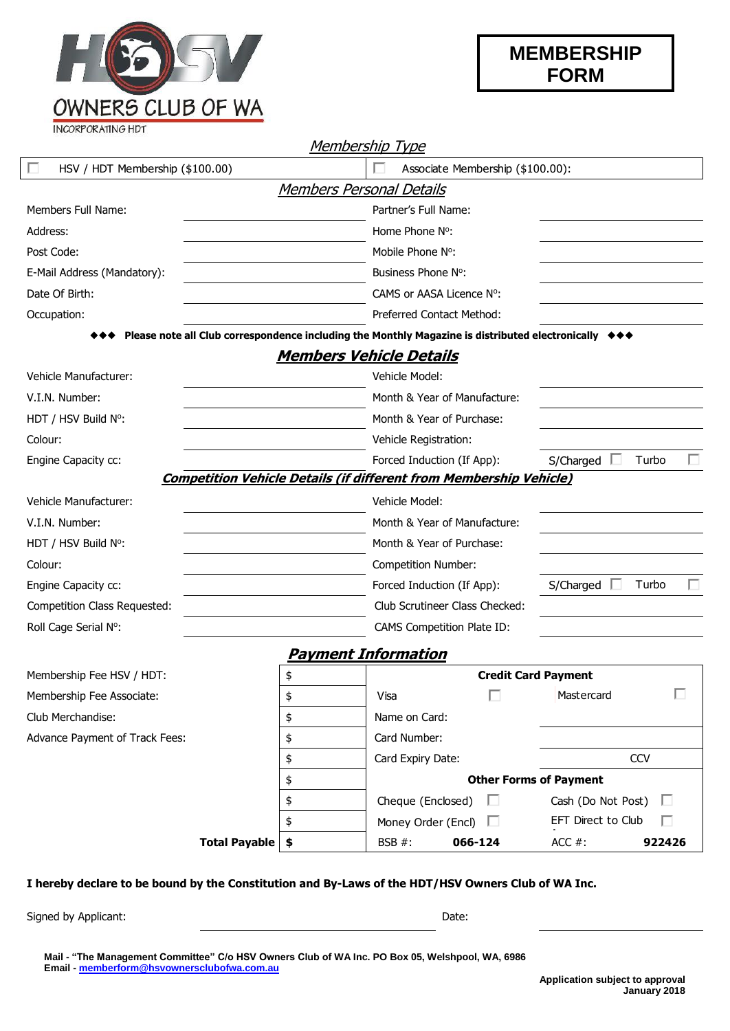# OWNERS CLUB OF WA

INCORPORATING HDT

# MEMBERSHIP FORM

## *Membership Type*

| ☐ HSV / HDT Membership ($100.00) | ☐ Associate Membership ($100.00): |
|---|---|

## *Members Personal Details*

| | | | |
|---|---|---|---|
| Members Full Name: | | Partner's Full Name: | |
| Address: | | Home Phone Nº: | |
| Post Code: | | Mobile Phone Nº: | |
| E-Mail Address (Mandatory): | | Business Phone Nº: | |
| Date Of Birth: | | CAMS or AASA Licence Nº: | |
| Occupation: | | Preferred Contact Method: | |

**◆◆◆ Please note all Club correspondence including the Monthly Magazine is distributed electronically ◆◆◆**

## *Members Vehicle Details*

| | | | |
|---|---|---|---|
| Vehicle Manufacturer: | | Vehicle Model: | |
| V.I.N. Number: | | Month & Year of Manufacture: | |
| HDT / HSV Build Nº: | | Month & Year of Purchase: | |
| Colour: | | Vehicle Registration: | |
| Engine Capacity cc: | | Forced Induction (If App): | S/Charged ☐ Turbo ☐ |

## *Competition Vehicle Details (if different from Membership Vehicle)*

| | | | |
|---|---|---|---|
| Vehicle Manufacturer: | | Vehicle Model: | |
| V.I.N. Number: | | Month & Year of Manufacture: | |
| HDT / HSV Build Nº: | | Month & Year of Purchase: | |
| Colour: | | Competition Number: | |
| Engine Capacity cc: | | Forced Induction (If App): | S/Charged ☐ Turbo ☐ |
| Competition Class Requested: | | Club Scrutineer Class Checked: | |
| Roll Cage Serial Nº: | | CAMS Competition Plate ID: | |

## *Payment Information*

| | | | |
|---|---|---|---|
| Membership Fee HSV / HDT: | $ | **Credit Card Payment** | |
| Membership Fee Associate: | $ | Visa ☐ | Mastercard ☐ |
| Club Merchandise: | $ | Name on Card: | |
| Advance Payment of Track Fees: | $ | Card Number: | |
| | $ | Card Expiry Date: | CCV |
| | $ | **Other Forms of Payment** | |
| | $ | Cheque (Enclosed) ☐ | Cash (Do Not Post) ☐ |
| | $ | Money Order (Encl) ☐ | EFT Direct to Club ☐ |
| **Total Payable** | **$** | BSB #: **066-124** | ACC #: **922426** |

**I hereby declare to be bound by the Constitution and By-Laws of the HDT/HSV Owners Club of WA Inc.**

Signed by Applicant: ______________________ Date: ______________________

**Mail - "The Management Committee" C/o HSV Owners Club of WA Inc. PO Box 05, Welshpool, WA, 6986**
**Email - memberform@hsvownersclubofwa.com.au**

**Application subject to approval**
**January 2018**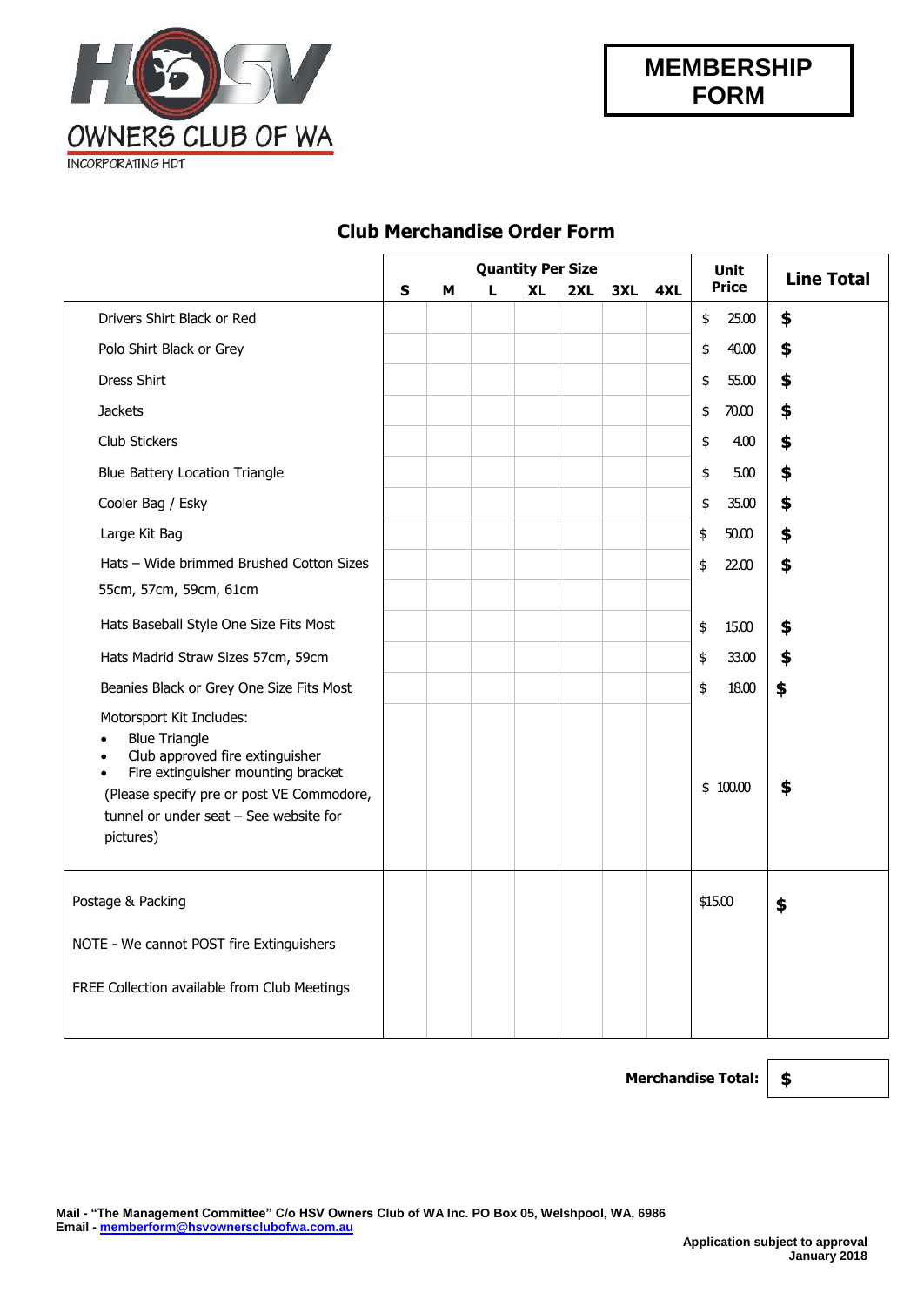OWNERS CLUB OF WA

INCORPORATING HDT

# MEMBERSHIP FORM

## Club Merchandise Order Form

| | Quantity Per Size S | M | L | XL | 2XL | 3XL | 4XL | Unit Price | Line Total |
|---|---|---|---|---|---|---|---|---|---|
| Drivers Shirt Black or Red | | | | | | | | $ 25.00 | $ |
| Polo Shirt Black or Grey | | | | | | | | $ 40.00 | $ |
| Dress Shirt | | | | | | | | $ 55.00 | $ |
| Jackets | | | | | | | | $ 70.00 | $ |
| Club Stickers | | | | | | | | $ 4.00 | $ |
| Blue Battery Location Triangle | | | | | | | | $ 5.00 | $ |
| Cooler Bag / Esky | | | | | | | | $ 35.00 | $ |
| Large Kit Bag | | | | | | | | $ 50.00 | $ |
| Hats – Wide brimmed Brushed Cotton Sizes 55cm, 57cm, 59cm, 61cm | | | | | | | | $ 22.00 | $ |
| Hats Baseball Style One Size Fits Most | | | | | | | | $ 15.00 | $ |
| Hats Madrid Straw Sizes 57cm, 59cm | | | | | | | | $ 33.00 | $ |
| Beanies Black or Grey One Size Fits Most | | | | | | | | $ 18.00 | $ |
| Motorsport Kit Includes:<br>• Blue Triangle<br>• Club approved fire extinguisher<br>• Fire extinguisher mounting bracket<br>(Please specify pre or post VE Commodore, tunnel or under seat – See website for pictures) | | | | | | | | $ 100.00 | $ |
| Postage & Packing<br>NOTE - We cannot POST fire Extinguishers<br>FREE Collection available from Club Meetings | | | | | | | | $15.00 | $ |

**Merchandise Total:** $

**Mail - "The Management Committee" C/o HSV Owners Club of WA Inc. PO Box 05, Welshpool, WA, 6986**
**Email - memberform@hsvownersclubofwa.com.au**

**Application subject to approval**
**January 2018**